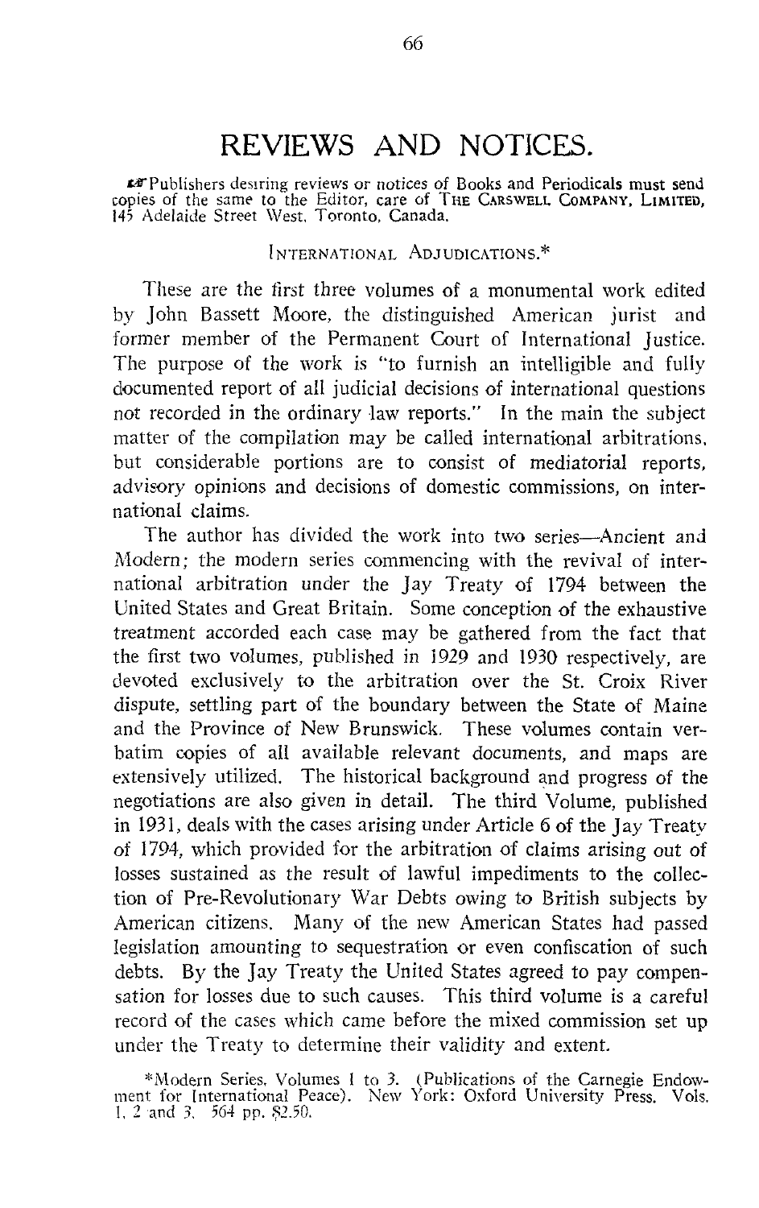# REVIEWS AND NOTICES.

☞Publishers desiring reviews or notices of Books and Periodicals must send copies of the same to the Editor, care of THE CARSWELL COMPANY, LIMITED, 145 Adelaide Street West, Toronto, Canada.

### INTERNATIONAL ADJUDICATIONS.*

These are the first three volumes of a monumental work edited by John Bassett Moore, the distinguished American jurist and former member of the Permanent Court of International Justice. The purpose of the work is "to furnish an intelligible and fully documented report of all judicial decisions of international questions not recorded in the ordinary law reports." In the main the subject matter of the compilation may be called international arbitrations, but considerable portions are to consist of mediatorial reports, advisory opinions and decisions of domestic commissions, on international claims.

The author has divided the work into two series—Ancient and Modern; the modern series commencing with the revival of international arbitration under the Jay Treaty of 1794 between the United States and Great Britain. Some conception of the exhaustive treatment accorded each case may be gathered from the fact that the first two volumes, published in 1929 and 1930 respectively, are devoted exclusively to the arbitration over the St. Croix River dispute, settling part of the boundary between the State of Maine and the Province of New Brunswick. These volumes contain verbatim copies of all available relevant documents, and maps are extensively utilized. The historical background and progress of the negotiations are also given in detail. The third Volume, published in 1931, deals with the cases arising under Article 6 of the Jay Treaty of 1794, which provided for the arbitration of claims arising out of losses sustained as the result of lawful impediments to the collection of Pre-Revolutionary War Debts owing to British subjects by American citizens. Many of the new American States had passed legislation amounting to sequestration or even confiscation of such debts. By the Jay Treaty the United States agreed to pay compensation for losses due to such causes. This third volume is a careful record of the cases which came before the mixed commission set up under the Treaty to determine their validity and extent.

*Modern Series, Volumes 1 to 3. (Publications of the Carnegie Endowment for International Peace). New York: Oxford University Press. Vols. 1, 2 and 3. 564 pp. $2.50.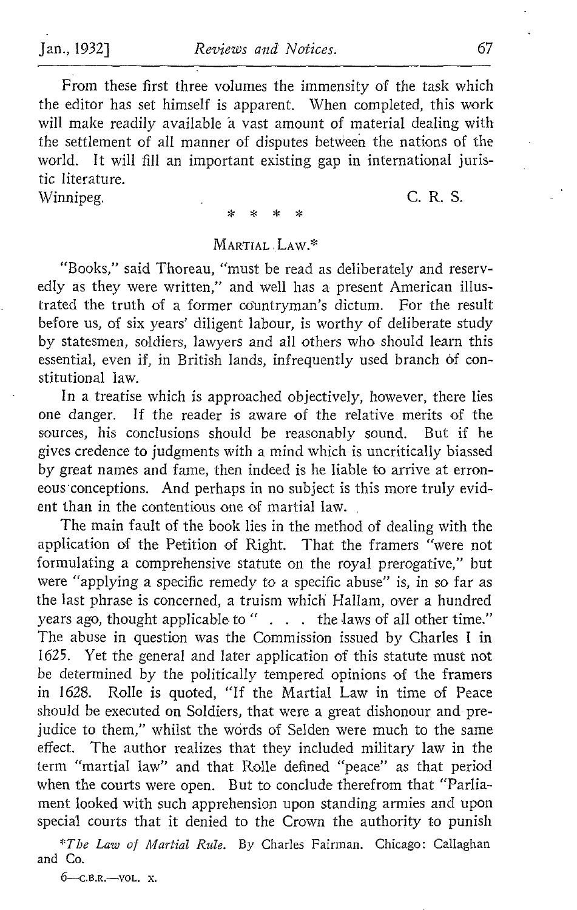From these first three volumes the immensity of the task which the editor has set himself is apparent. When completed, this work will make readily available a vast amount of material dealing with the settlement of all manner of disputes between the nations of the world. It will fill an important existing gap in international juristic literature.

Winnipeg. C. R. S.

\* \* \* \*

## MARTIAL LAW.*

"Books," said Thoreau, "must be read as deliberately and reservedly as they were written," and well has a present American illustrated the truth of a former countryman's dictum. For the result before us, of six years' diligent labour, is worthy of deliberate study by statesmen, soldiers, lawyers and all others who should learn this essential, even if, in British lands, infrequently used branch of constitutional law.

In a treatise which is approached objectively, however, there lies one danger. If the reader is aware of the relative merits of the sources, his conclusions should be reasonably sound. But if he gives credence to judgments with a mind which is uncritically biassed by great names and fame, then indeed is he liable to arrive at erroneous conceptions. And perhaps in no subject is this more truly evident than in the contentious one of martial law.

The main fault of the book lies in the method of dealing with the application of the Petition of Right. That the framers "were not formulating a comprehensive statute on the royal prerogative," but were "applying a specific remedy to a specific abuse" is, in so far as the last phrase is concerned, a truism which Hallam, over a hundred years ago, thought applicable to " . . . the laws of all other time." The abuse in question was the Commission issued by Charles I in 1625. Yet the general and later application of this statute must not be determined by the politically tempered opinions of the framers in 1628. Rolle is quoted, "If the Martial Law in time of Peace should be executed on Soldiers, that were a great dishonour and prejudice to them," whilst the words of Selden were much to the same effect. The author realizes that they included military law in the term "martial law" and that Rolle defined "peace" as that period when the courts were open. But to conclude therefrom that "Parliament looked with such apprehension upon standing armies and upon special courts that it denied to the Crown the authority to punish

*\*The Law of Martial Rule.* By Charles Fairman. Chicago: Callaghan and Co.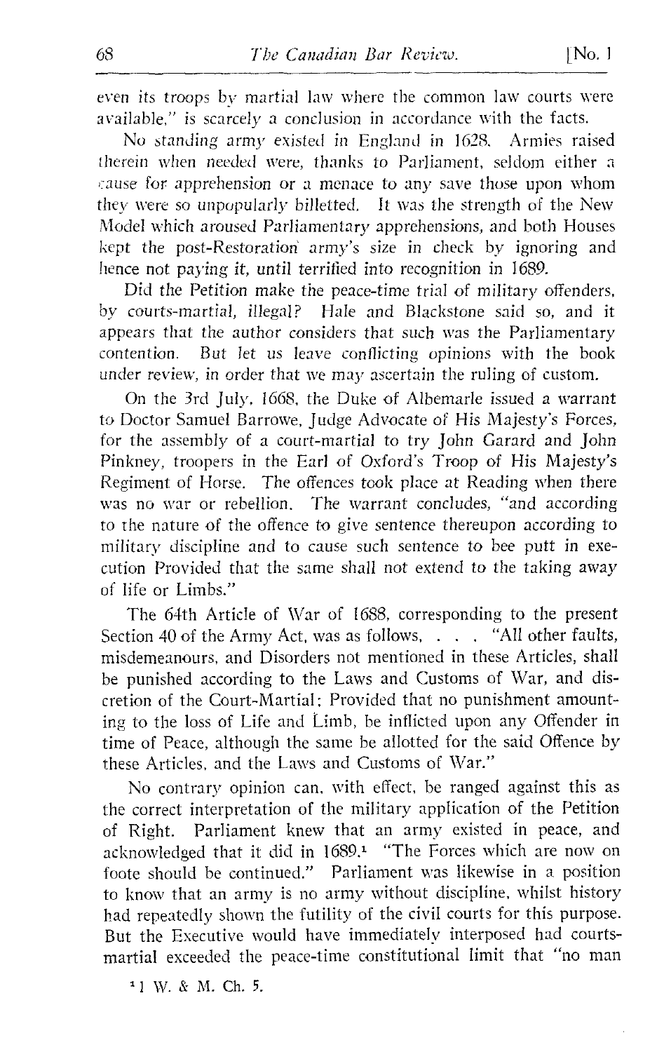even its troops by martial law where the common law courts were available," is scarcely a conclusion in accordance with the facts.

No standing army existed in England in 1628. Armies raised therein when needed were, thanks to Parliament, seldom either a cause for apprehension or a menace to any save those upon whom they were so unpopularly billetted. It was the strength of the New Model which aroused Parliamentary apprehensions, and both Houses kept the post-Restoration army's size in check by ignoring and hence not paying it, until terrified into recognition in 1689.

Did the Petition make the peace-time trial of military offenders, by courts-martial, illegal? Hale and Blackstone said so, and it appears that the author considers that such was the Parliamentary contention. But let us leave conflicting opinions with the book under review, in order that we may ascertain the ruling of custom.

On the 3rd July, 1668, the Duke of Albemarle issued a warrant to Doctor Samuel Barrowe, Judge Advocate of His Majesty's Forces, for the assembly of a court-martial to try John Garard and John Pinkney, troopers in the Earl of Oxford's Troop of His Majesty's Regiment of Horse. The offences took place at Reading when there was no war or rebellion. The warrant concludes, "and according to the nature of the offence to give sentence thereupon according to military discipline and to cause such sentence to bee putt in execution Provided that the same shall not extend to the taking away of life or Limbs."

The 64th Article of War of 1688, corresponding to the present Section 40 of the Army Act, was as follows, . . . "All other faults, misdemeanours, and Disorders not mentioned in these Articles, shall be punished according to the Laws and Customs of War, and discretion of the Court-Martial; Provided that no punishment amounting to the loss of Life and Limb, be inflicted upon any Offender in time of Peace, although the same be allotted for the said Offence by these Articles, and the Laws and Customs of War."

No contrary opinion can, with effect, be ranged against this as the correct interpretation of the military application of the Petition of Right. Parliament knew that an army existed in peace, and acknowledged that it did in 1689.[1] "The Forces which are now on foote should be continued." Parliament was likewise in a position to know that an army is no army without discipline, whilst history had repeatedly shown the futility of the civil courts for this purpose. But the Executive would have immediately interposed had courts-martial exceeded the peace-time constitutional limit that "no man

[1] 1 W. & M. Ch. 5.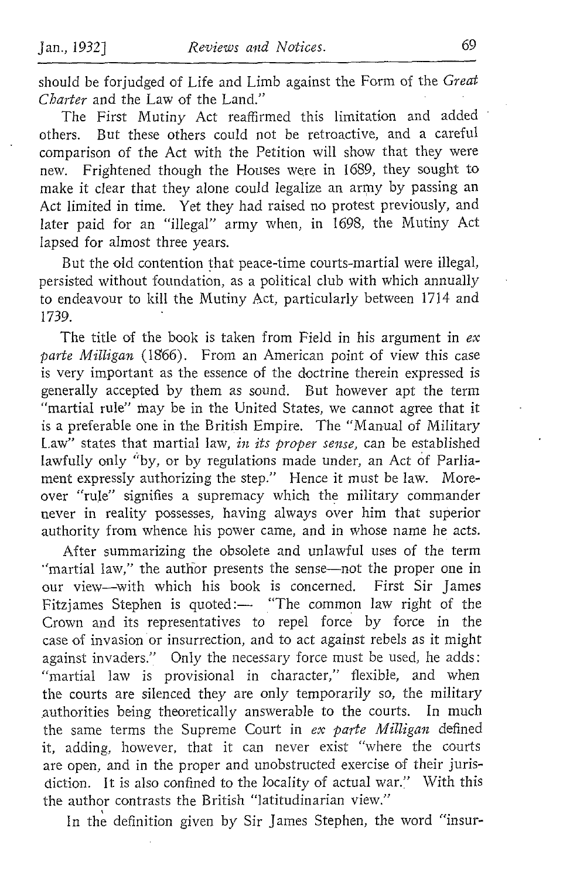should be forjudged of Life and Limb against the Form of the *Great Charter* and the Law of the Land."

The First Mutiny Act reaffirmed this limitation and added others. But these others could not be retroactive, and a careful comparison of the Act with the Petition will show that they were new. Frightened though the Houses were in 1689, they sought to make it clear that they alone could legalize an army by passing an Act limited in time. Yet they had raised no protest previously, and later paid for an "illegal" army when, in 1698, the Mutiny Act lapsed for almost three years.

But the old contention that peace-time courts-martial were illegal, persisted without foundation, as a political club with which annually to endeavour to kill the Mutiny Act, particularly between 1714 and 1739.

The title of the book is taken from Field in his argument in *ex parte Milligan* (1866). From an American point of view this case is very important as the essence of the doctrine therein expressed is generally accepted by them as sound. But however apt the term "martial rule" may be in the United States, we cannot agree that it is a preferable one in the British Empire. The "Manual of Military Law" states that martial law, *in its proper sense*, can be established lawfully only "by, or by regulations made under, an Act of Parliament expressly authorizing the step." Hence it must be law. Moreover "rule" signifies a supremacy which the military commander never in reality possesses, having always over him that superior authority from whence his power came, and in whose name he acts.

After summarizing the obsolete and unlawful uses of the term "martial law," the author presents the sense—not the proper one in our view—with which his book is concerned. First Sir James Fitzjames Stephen is quoted:— "The common law right of the Crown and its representatives to repel force by force in the case of invasion or insurrection, and to act against rebels as it might against invaders." Only the necessary force must be used, he adds: "martial law is provisional in character," flexible, and when the courts are silenced they are only temporarily so, the military authorities being theoretically answerable to the courts. In much the same terms the Supreme Court in *ex parte Milligan* defined it, adding, however, that it can never exist "where the courts are open, and in the proper and unobstructed exercise of their jurisdiction. It is also confined to the locality of actual war." With this the author contrasts the British "latitudinarian view."

In the definition given by Sir James Stephen, the word "insur-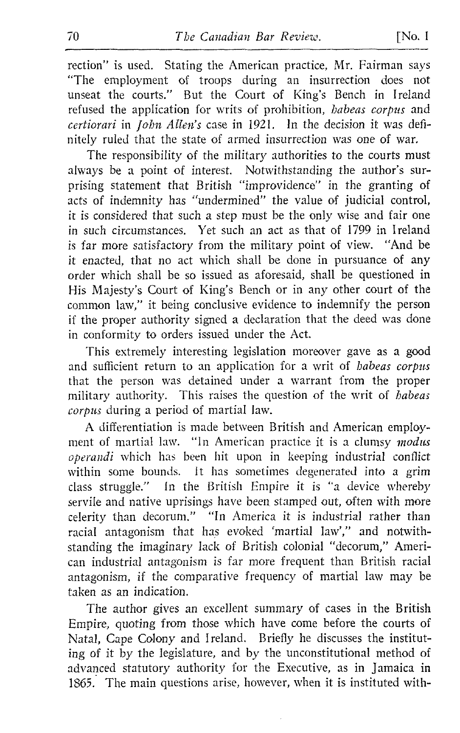rection" is used. Stating the American practice, Mr. Fairman says "The employment of troops during an insurrection does not unseat the courts." But the Court of King's Bench in Ireland refused the application for writs of prohibition, *habeas corpus* and *certiorari* in *John Allen's* case in 1921. In the decision it was definitely ruled that the state of armed insurrection was one of war.

The responsibility of the military authorities to the courts must always be a point of interest. Notwithstanding the author's surprising statement that British "improvidence" in the granting of acts of indemnity has "undermined" the value of judicial control, it is considered that such a step must be the only wise and fair one in such circumstances. Yet such an act as that of 1799 in Ireland is far more satisfactory from the military point of view. "And be it enacted, that no act which shall be done in pursuance of any order which shall be so issued as aforesaid, shall be questioned in His Majesty's Court of King's Bench or in any other court of the common law," it being conclusive evidence to indemnify the person if the proper authority signed a declaration that the deed was done in conformity to orders issued under the Act.

This extremely interesting legislation moreover gave as a good and sufficient return to an application for a writ of *habeas corpus* that the person was detained under a warrant from the proper military authority. This raises the question of the writ of *habeas corpus* during a period of martial law.

A differentiation is made between British and American employment of martial law. "In American practice it is a clumsy *modus operandi* which has been hit upon in keeping industrial conflict within some bounds. It has sometimes degenerated into a grim class struggle." In the British Empire it is "a device whereby servile and native uprisings have been stamped out, often with more celerity than decorum." "In America it is industrial rather than racial antagonism that has evoked 'martial law'," and notwithstanding the imaginary lack of British colonial "decorum," American industrial antagonism is far more frequent than British racial antagonism, if the comparative frequency of martial law may be taken as an indication.

The author gives an excellent summary of cases in the British Empire, quoting from those which have come before the courts of Natal, Cape Colony and Ireland. Briefly he discusses the instituting of it by the legislature, and by the unconstitutional method of advanced statutory authority for the Executive, as in Jamaica in 1865. The main questions arise, however, when it is instituted with-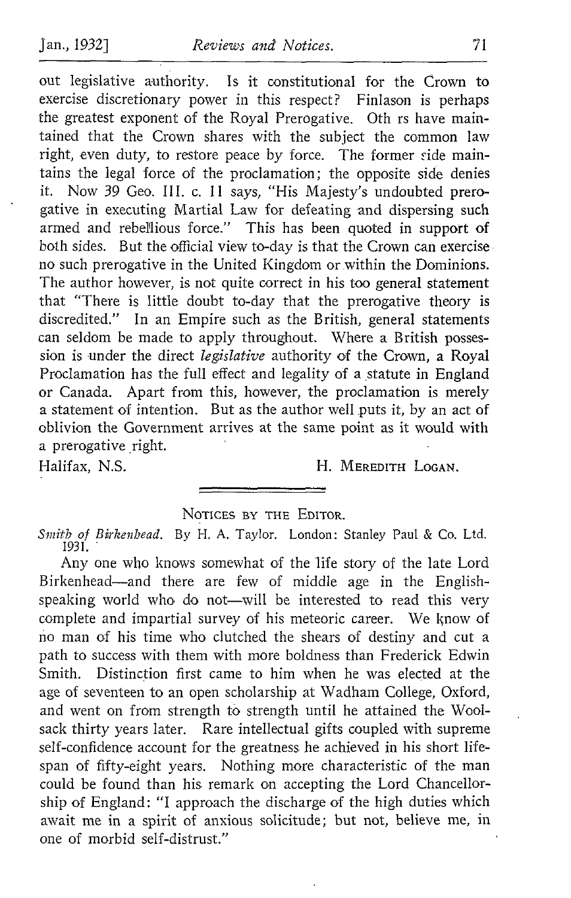out legislative authority. Is it constitutional for the Crown to exercise discretionary power in this respect? Finlason is perhaps the greatest exponent of the Royal Prerogative. Oth rs have maintained that the Crown shares with the subject the common law right, even duty, to restore peace by force. The former side maintains the legal force of the proclamation; the opposite side denies it. Now 39 Geo. III. c. 11 says, "His Majesty's undoubted prerogative in executing Martial Law for defeating and dispersing such armed and rebellious force." This has been quoted in support of both sides. But the official view to-day is that the Crown can exercise no such prerogative in the United Kingdom or within the Dominions. The author however, is not quite correct in his too general statement that "There is little doubt to-day that the prerogative theory is discredited." In an Empire such as the British, general statements can seldom be made to apply throughout. Where a British possession is under the direct *legislative* authority of the Crown, a Royal Proclamation has the full effect and legality of a statute in England or Canada. Apart from this, however, the proclamation is merely a statement of intention. But as the author well puts it, by an act of oblivion the Government arrives at the same point as it would with a prerogative right.

Halifax, N.S. H. MEREDITH LOGAN.

---

## NOTICES BY THE EDITOR.

*Smith of Birkenhead.* By H. A. Taylor. London: Stanley Paul & Co. Ltd. 1931.

Any one who knows somewhat of the life story of the late Lord Birkenhead—and there are few of middle age in the English-speaking world who do not—will be interested to read this very complete and impartial survey of his meteoric career. We know of no man of his time who clutched the shears of destiny and cut a path to success with them with more boldness than Frederick Edwin Smith. Distinction first came to him when he was elected at the age of seventeen to an open scholarship at Wadham College, Oxford, and went on from strength to strength until he attained the Woolsack thirty years later. Rare intellectual gifts coupled with supreme self-confidence account for the greatness he achieved in his short life-span of fifty-eight years. Nothing more characteristic of the man could be found than his remark on accepting the Lord Chancellorship of England: "I approach the discharge of the high duties which await me in a spirit of anxious solicitude; but not, believe me, in one of morbid self-distrust."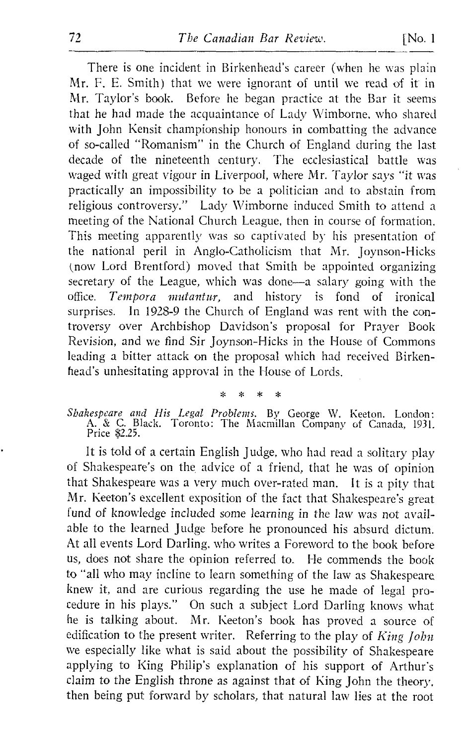There is one incident in Birkenhead's career (when he was plain Mr. F. E. Smith) that we were ignorant of until we read of it in Mr. Taylor's book. Before he began practice at the Bar it seems that he had made the acquaintance of Lady Wimborne, who shared with John Kensit championship honours in combatting the advance of so-called "Romanism" in the Church of England during the last decade of the nineteenth century. The ecclesiastical battle was waged with great vigour in Liverpool, where Mr. Taylor says "it was practically an impossibility to be a politician and to abstain from religious controversy." Lady Wimborne induced Smith to attend a meeting of the National Church League, then in course of formation. This meeting apparently was so captivated by his presentation of the national peril in Anglo-Catholicism that Mr. Joynson-Hicks (now Lord Brentford) moved that Smith be appointed organizing secretary of the League, which was done—a salary going with the office. *Tempora mutantur,* and history is fond of ironical surprises. In 1928-9 the Church of England was rent with the controversy over Archbishop Davidson's proposal for Prayer Book Revision, and we find Sir Joynson-Hicks in the House of Commons leading a bitter attack on the proposal which had received Birkenhead's unhesitating approval in the House of Lords.

\* \* \* \*

*Shakespeare and His Legal Problems.* By George W. Keeton. London: A. & C. Black. Toronto: The Macmillan Company of Canada, 1931. Price $2.25.

It is told of a certain English Judge, who had read a solitary play of Shakespeare's on the advice of a friend, that he was of opinion that Shakespeare was a very much over-rated man. It is a pity that Mr. Keeton's excellent exposition of the fact that Shakespeare's great fund of knowledge included some learning in the law was not available to the learned Judge before he pronounced his absurd dictum. At all events Lord Darling, who writes a Foreword to the book before us, does not share the opinion referred to. He commends the book to "all who may incline to learn something of the law as Shakespeare knew it, and are curious regarding the use he made of legal procedure in his plays." On such a subject Lord Darling knows what he is talking about. Mr. Keeton's book has proved a source of edification to the present writer. Referring to the play of *King John* we especially like what is said about the possibility of Shakespeare applying to King Philip's explanation of his support of Arthur's claim to the English throne as against that of King John the theory, then being put forward by scholars, that natural law lies at the root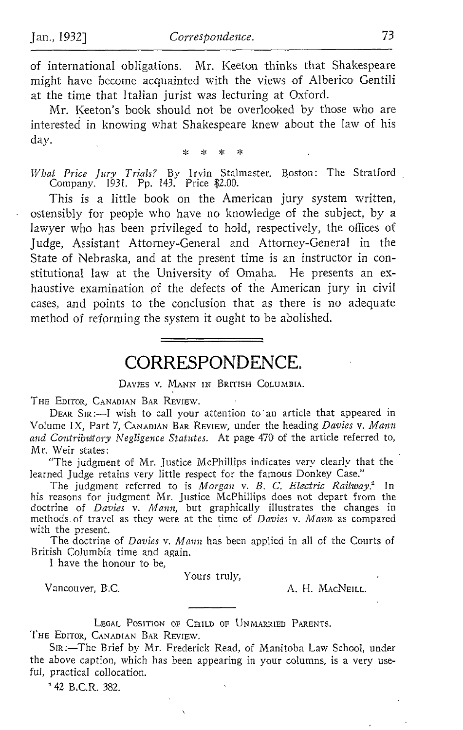of international obligations. Mr. Keeton thinks that Shakespeare might have become acquainted with the views of Alberico Gentili at the time that Italian jurist was lecturing at Oxford.

Mr. Keeton's book should not be overlooked by those who are interested in knowing what Shakespeare knew about the law of his day.

\* \* \* \*

*What Price Jury Trials?* By Irvin Stalmaster. Boston: The Stratford Company. 1931. Pp. 143. Price $2.00.

This is a little book on the American jury system written, ostensibly for people who have no knowledge of the subject, by a lawyer who has been privileged to hold, respectively, the offices of Judge, Assistant Attorney-General and Attorney-General in the State of Nebraska, and at the present time is an instructor in constitutional law at the University of Omaha. He presents an exhaustive examination of the defects of the American jury in civil cases, and points to the conclusion that as there is no adequate method of reforming the system it ought to be abolished.

# CORRESPONDENCE.

## Davies v. Mann in British Columbia.

The Editor, Canadian Bar Review.

Dear Sir:—I wish to call your attention to an article that appeared in Volume IX, Part 7, Canadian Bar Review, under the heading *Davies* v. *Mann and Contributory Negligence Statutes*. At page 470 of the article referred to, Mr. Weir states:

"The judgment of Mr. Justice McPhillips indicates very clearly that the learned Judge retains very little respect for the famous Donkey Case."

The judgment referred to is *Morgan* v. *B. C. Electric Railway*.[1] In his reasons for judgment Mr. Justice McPhillips does not depart from the doctrine of *Davies* v. *Mann*, but graphically illustrates the changes in methods of travel as they were at the time of *Davies* v. *Mann* as compared with the present.

The doctrine of *Davies* v. *Mann* has been applied in all of the Courts of British Columbia time and again.

I have the honour to be,

Yours truly,

Vancouver, B.C. A. H. MacNeill.

## Legal Position of Child of Unmarried Parents.

The Editor, Canadian Bar Review.

Sir:—The Brief by Mr. Frederick Read, of Manitoba Law School, under the above caption, which has been appearing in your columns, is a very useful, practical collocation.

[1] 42 B.C.R. 382.